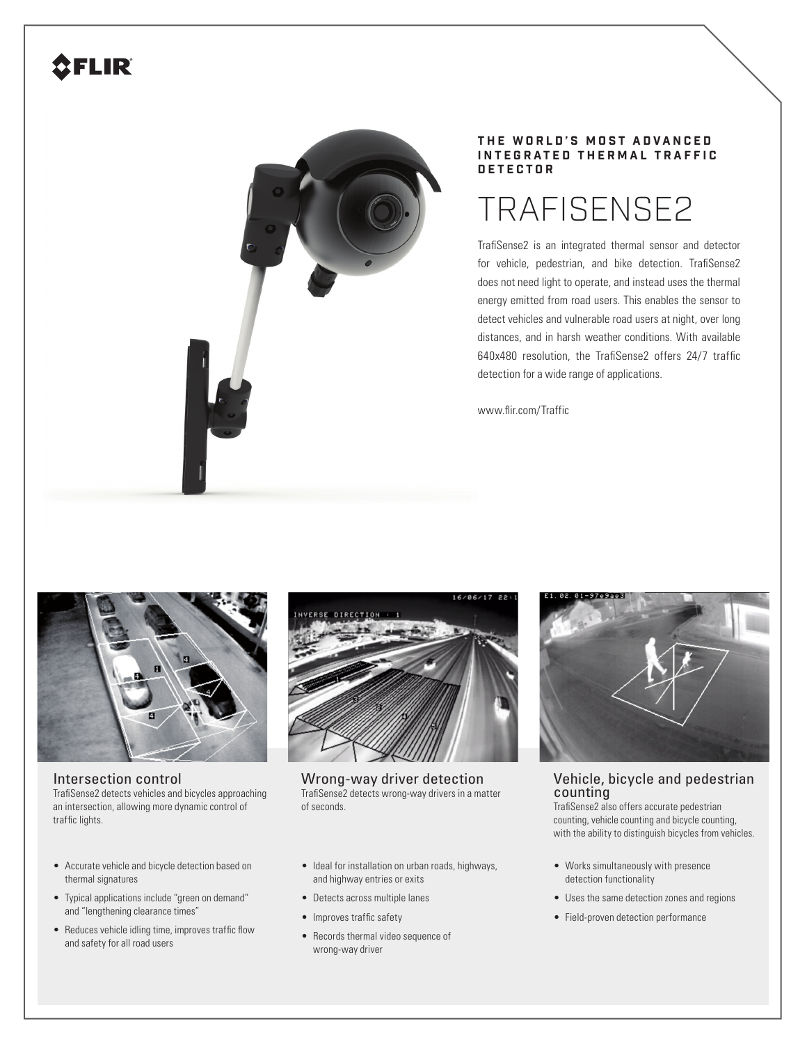FLIR

**THE WORLD'S MOST ADVANCED INTEGRATED THERMAL TRAFFIC DETECTOR**

# TRAFISENSE2

TrafiSense2 is an integrated thermal sensor and detector for vehicle, pedestrian, and bike detection. TrafiSense2 does not need light to operate, and instead uses the thermal energy emitted from road users. This enables the sensor to detect vehicles and vulnerable road users at night, over long distances, and in harsh weather conditions. With available 640x480 resolution, the TrafiSense2 offers 24/7 traffic detection for a wide range of applications.

www.flir.com/Traffic

## Intersection control

TrafiSense2 detects vehicles and bicycles approaching an intersection, allowing more dynamic control of traffic lights.

- Accurate vehicle and bicycle detection based on thermal signatures
- Typical applications include "green on demand" and "lengthening clearance times"
- Reduces vehicle idling time, improves traffic flow and safety for all road users

## Wrong-way driver detection

TrafiSense2 detects wrong-way drivers in a matter of seconds.

- Ideal for installation on urban roads, highways, and highway entries or exits
- Detects across multiple lanes
- Improves traffic safety
- Records thermal video sequence of wrong-way driver

## Vehicle, bicycle and pedestrian counting

TrafiSense2 also offers accurate pedestrian counting, vehicle counting and bicycle counting, with the ability to distinguish bicycles from vehicles.

- Works simultaneously with presence detection functionality
- Uses the same detection zones and regions
- Field-proven detection performance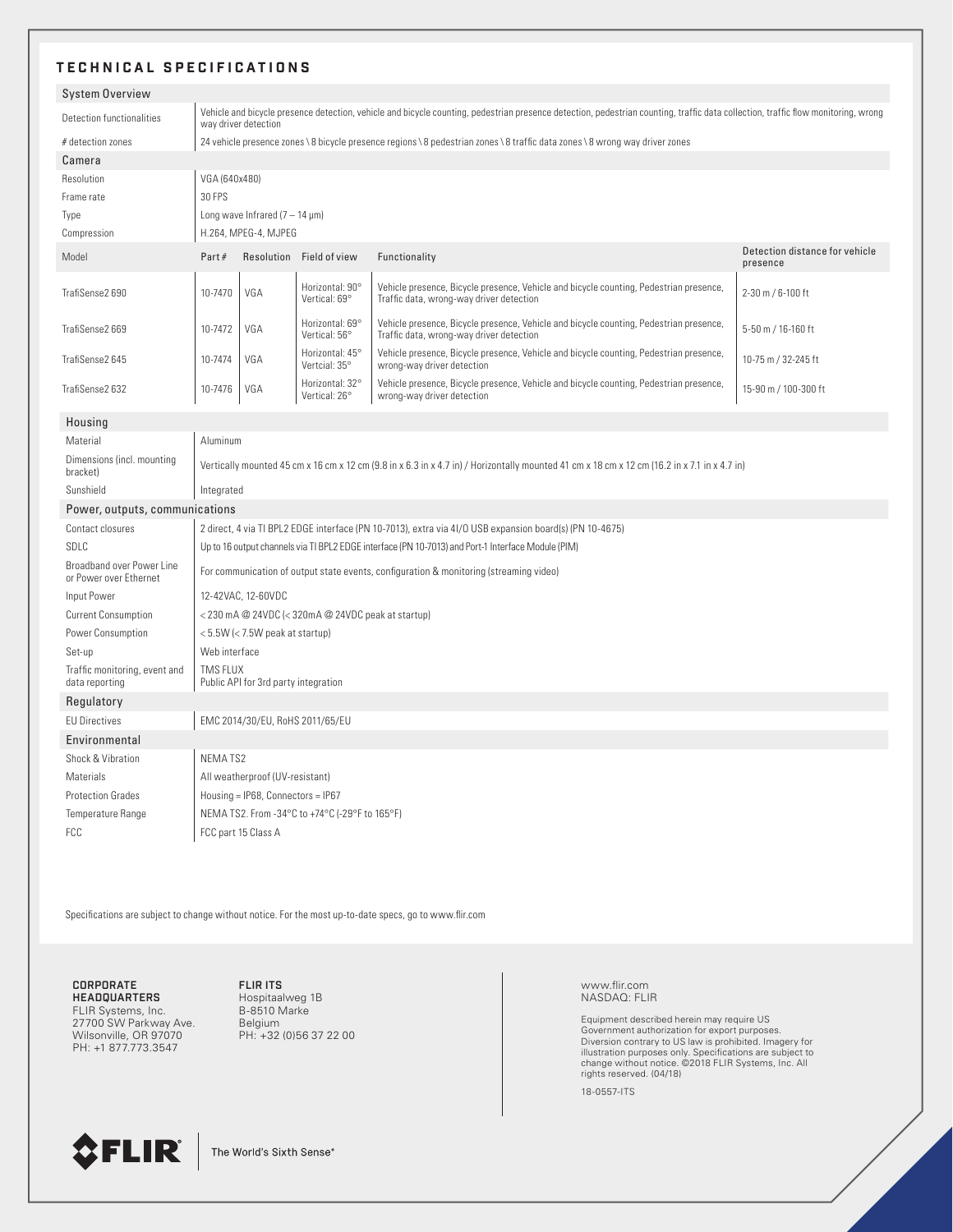## TECHNICAL SPECIFICATIONS

### System Overview

| | |
|---|---|
| Detection functionalities | Vehicle and bicycle presence detection, vehicle and bicycle counting, pedestrian presence detection, pedestrian counting, traffic data collection, traffic flow monitoring, wrong way driver detection |
| # detection zones | 24 vehicle presence zones \ 8 bicycle presence regions \ 8 pedestrian zones \ 8 traffic data zones \ 8 wrong way driver zones |

### Camera

| | |
|---|---|
| Resolution | VGA (640x480) |
| Frame rate | 30 FPS |
| Type | Long wave Infrared (7 – 14 μm) |
| Compression | H.264, MPEG-4, MJPEG |

| Model | Part # | Resolution | Field of view | Functionality | Detection distance for vehicle presence |
|---|---|---|---|---|---|
| TrafiSense2 690 | 10-7470 | VGA | Horizontal: 90° Vertical: 69° | Vehicle presence, Bicycle presence, Vehicle and bicycle counting, Pedestrian presence, Traffic data, wrong-way driver detection | 2-30 m / 6-100 ft |
| TrafiSense2 669 | 10-7472 | VGA | Horizontal: 69° Vertical: 56° | Vehicle presence, Bicycle presence, Vehicle and bicycle counting, Pedestrian presence, Traffic data, wrong-way driver detection | 5-50 m / 16-160 ft |
| TrafiSense2 645 | 10-7474 | VGA | Horizontal: 45° Vertcial: 35° | Vehicle presence, Bicycle presence, Vehicle and bicycle counting, Pedestrian presence, wrong-way driver detection | 10-75 m / 32-245 ft |
| TrafiSense2 632 | 10-7476 | VGA | Horizontal: 32° Vertical: 26° | Vehicle presence, Bicycle presence, Vehicle and bicycle counting, Pedestrian presence, wrong-way driver detection | 15-90 m / 100-300 ft |

### Housing

| | |
|---|---|
| Material | Aluminum |
| Dimensions (incl. mounting bracket) | Vertically mounted 45 cm x 16 cm x 12 cm (9.8 in x 6.3 in x 4.7 in) / Horizontally mounted 41 cm x 18 cm x 12 cm (16.2 in x 7.1 in x 4.7 in) |
| Sunshield | Integrated |

### Power, outputs, communications

| | |
|---|---|
| Contact closures | 2 direct, 4 via TI BPL2 EDGE interface (PN 10-7013), extra via 4I/O USB expansion board(s) (PN 10-4675) |
| SDLC | Up to 16 output channels via TI BPL2 EDGE interface (PN 10-7013) and Port-1 Interface Module (PIM) |
| Broadband over Power Line or Power over Ethernet | For communication of output state events, configuration & monitoring (streaming video) |
| Input Power | 12-42VAC, 12-60VDC |
| Current Consumption | < 230 mA @ 24VDC (< 320mA @ 24VDC peak at startup) |
| Power Consumption | < 5.5W (< 7.5W peak at startup) |
| Set-up | Web interface |
| Traffic monitoring, event and data reporting | TMS FLUX<br>Public API for 3rd party integration |

### Regulatory

| | |
|---|---|
| EU Directives | EMC 2014/30/EU, RoHS 2011/65/EU |

### Environmental

| | |
|---|---|
| Shock & Vibration | NEMA TS2 |
| Materials | All weatherproof (UV-resistant) |
| Protection Grades | Housing = IP68, Connectors = IP67 |
| Temperature Range | NEMA TS2. From -34°C to +74°C (-29°F to 165°F) |
| FCC | FCC part 15 Class A |

Specifications are subject to change without notice. For the most up-to-date specs, go to www.flir.com

**CORPORATE HEADQUARTERS**
FLIR Systems, Inc.
27700 SW Parkway Ave.
Wilsonville, OR 97070
PH: +1 877.773.3547

**FLIR ITS**
Hospitaalweg 1B
B-8510 Marke
Belgium
PH: +32 (0)56 37 22 00

www.flir.com
NASDAQ: FLIR

Equipment described herein may require US Government authorization for export purposes. Diversion contrary to US law is prohibited. Imagery for illustration purposes only. Specifications are subject to change without notice. ©2018 FLIR Systems, Inc. All rights reserved. (04/18)

18-0557-ITS

FLIR The World's Sixth Sense®